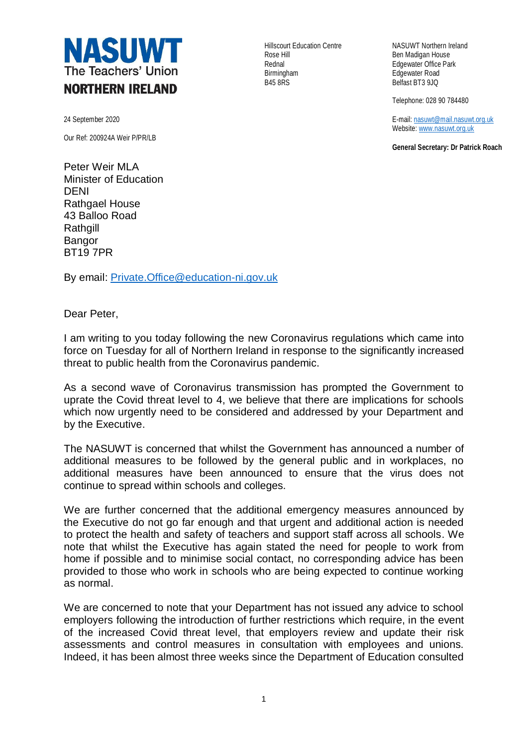**NASUWT**
The Teachers' Union
**NORTHERN IRELAND**

Hillscourt Education Centre
Rose Hill
Rednal
Birmingham
B45 8RS

NASUWT Northern Ireland
Ben Madigan House
Edgewater Office Park
Edgewater Road
Belfast BT3 9JQ

Telephone: 028 90 784480

E-mail: nasuwt@mail.nasuwt.org.uk
Website: www.nasuwt.org.uk

**General Secretary: Dr Patrick Roach**

24 September 2020

Our Ref: 200924A Weir P/PR/LB

Peter Weir MLA
Minister of Education
DENI
Rathgael House
43 Balloo Road
Rathgill
Bangor
BT19 7PR

By email: Private.Office@education-ni.gov.uk

Dear Peter,

I am writing to you today following the new Coronavirus regulations which came into force on Tuesday for all of Northern Ireland in response to the significantly increased threat to public health from the Coronavirus pandemic.

As a second wave of Coronavirus transmission has prompted the Government to uprate the Covid threat level to 4, we believe that there are implications for schools which now urgently need to be considered and addressed by your Department and by the Executive.

The NASUWT is concerned that whilst the Government has announced a number of additional measures to be followed by the general public and in workplaces, no additional measures have been announced to ensure that the virus does not continue to spread within schools and colleges.

We are further concerned that the additional emergency measures announced by the Executive do not go far enough and that urgent and additional action is needed to protect the health and safety of teachers and support staff across all schools. We note that whilst the Executive has again stated the need for people to work from home if possible and to minimise social contact, no corresponding advice has been provided to those who work in schools who are being expected to continue working as normal.

We are concerned to note that your Department has not issued any advice to school employers following the introduction of further restrictions which require, in the event of the increased Covid threat level, that employers review and update their risk assessments and control measures in consultation with employees and unions. Indeed, it has been almost three weeks since the Department of Education consulted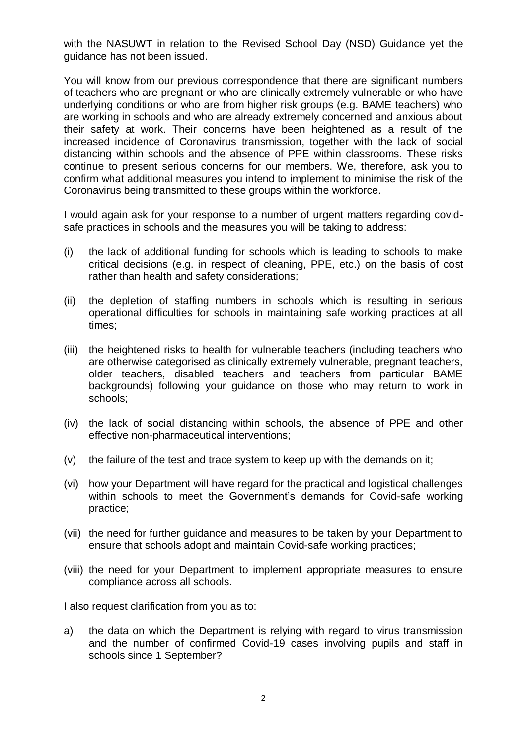with the NASUWT in relation to the Revised School Day (NSD) Guidance yet the guidance has not been issued.

You will know from our previous correspondence that there are significant numbers of teachers who are pregnant or who are clinically extremely vulnerable or who have underlying conditions or who are from higher risk groups (e.g. BAME teachers) who are working in schools and who are already extremely concerned and anxious about their safety at work. Their concerns have been heightened as a result of the increased incidence of Coronavirus transmission, together with the lack of social distancing within schools and the absence of PPE within classrooms. These risks continue to present serious concerns for our members. We, therefore, ask you to confirm what additional measures you intend to implement to minimise the risk of the Coronavirus being transmitted to these groups within the workforce.

I would again ask for your response to a number of urgent matters regarding covid-safe practices in schools and the measures you will be taking to address:

(i) the lack of additional funding for schools which is leading to schools to make critical decisions (e.g. in respect of cleaning, PPE, etc.) on the basis of cost rather than health and safety considerations;

(ii) the depletion of staffing numbers in schools which is resulting in serious operational difficulties for schools in maintaining safe working practices at all times;

(iii) the heightened risks to health for vulnerable teachers (including teachers who are otherwise categorised as clinically extremely vulnerable, pregnant teachers, older teachers, disabled teachers and teachers from particular BAME backgrounds) following your guidance on those who may return to work in schools;

(iv) the lack of social distancing within schools, the absence of PPE and other effective non-pharmaceutical interventions;

(v) the failure of the test and trace system to keep up with the demands on it;

(vi) how your Department will have regard for the practical and logistical challenges within schools to meet the Government's demands for Covid-safe working practice;

(vii) the need for further guidance and measures to be taken by your Department to ensure that schools adopt and maintain Covid-safe working practices;

(viii) the need for your Department to implement appropriate measures to ensure compliance across all schools.

I also request clarification from you as to:

a) the data on which the Department is relying with regard to virus transmission and the number of confirmed Covid-19 cases involving pupils and staff in schools since 1 September?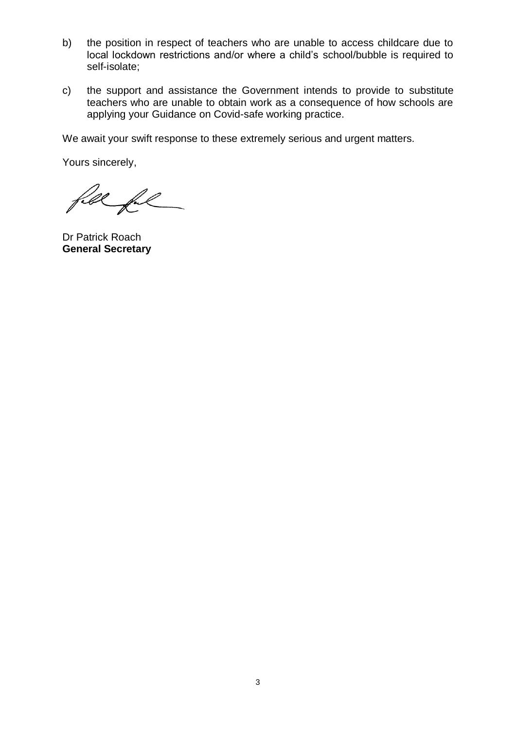b) the position in respect of teachers who are unable to access childcare due to local lockdown restrictions and/or where a child's school/bubble is required to self-isolate;

c) the support and assistance the Government intends to provide to substitute teachers who are unable to obtain work as a consequence of how schools are applying your Guidance on Covid-safe working practice.

We await your swift response to these extremely serious and urgent matters.

Yours sincerely,

Dr Patrick Roach
**General Secretary**